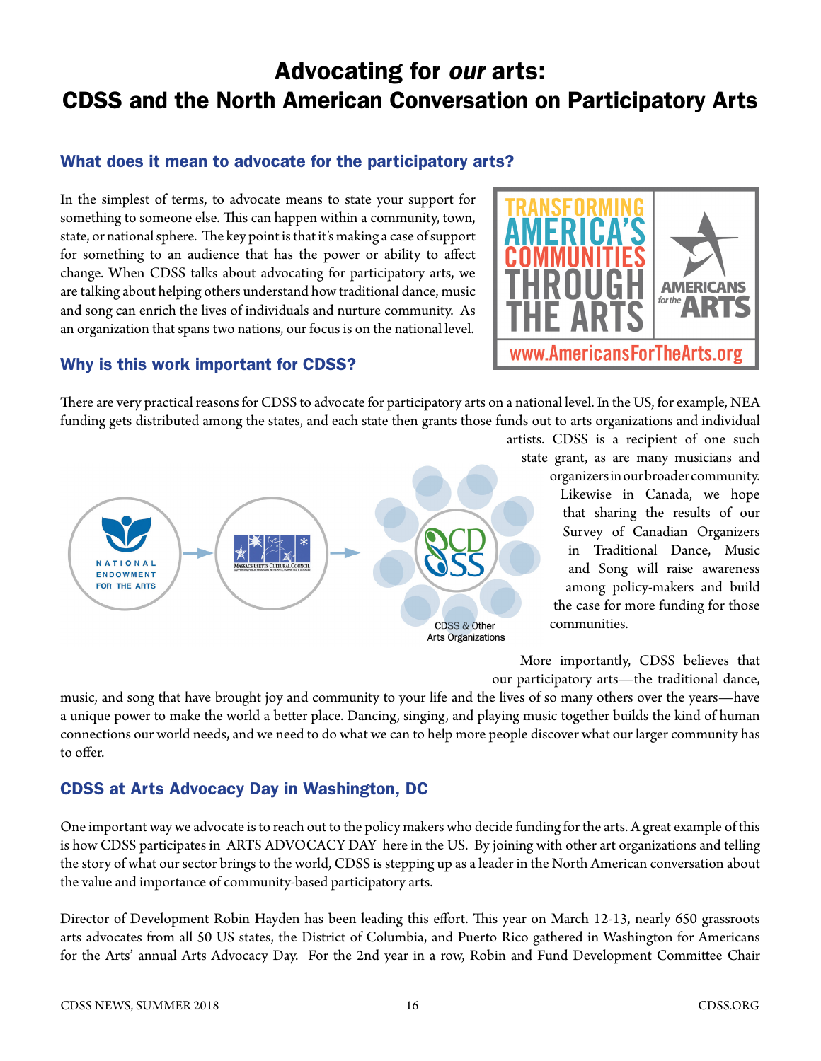# Advocating for *our* arts: CDSS and the North American Conversation on Participatory Arts

## What does it mean to advocate for the participatory arts?

In the simplest of terms, to advocate means to state your support for something to someone else. This can happen within a community, town, state, or national sphere. The key point is that it's making a case of support for something to an audience that has the power or ability to affect change. When CDSS talks about advocating for participatory arts, we are talking about helping others understand how traditional dance, music and song can enrich the lives of individuals and nurture community. As an organization that spans two nations, our focus is on the national level.

## Why is this work important for CDSS?

There are very practical reasons for CDSS to advocate for participatory arts on a national level. In the US, for example, NEA funding gets distributed among the states, and each state then grants those funds out to arts organizations and individual artists. CDSS is a recipient of one such state grant, as are many musicians and organizers in our broader community. Likewise in Canada, we hope that sharing the results of our Survey of Canadian Organizers in Traditional Dance, Music and Song will raise awareness among policy-makers and build the case for more funding for those communities.

CDSS & Other Arts Organizations

More importantly, CDSS believes that our participatory arts—the traditional dance, music, and song that have brought joy and community to your life and the lives of so many others over the years—have a unique power to make the world a better place. Dancing, singing, and playing music together builds the kind of human connections our world needs, and we need to do what we can to help more people discover what our larger community has to offer.

## CDSS at Arts Advocacy Day in Washington, DC

One important way we advocate is to reach out to the policy makers who decide funding for the arts. A great example of this is how CDSS participates in ARTS ADVOCACY DAY here in the US. By joining with other art organizations and telling the story of what our sector brings to the world, CDSS is stepping up as a leader in the North American conversation about the value and importance of community-based participatory arts.

Director of Development Robin Hayden has been leading this effort. This year on March 12-13, nearly 650 grassroots arts advocates from all 50 US states, the District of Columbia, and Puerto Rico gathered in Washington for Americans for the Arts' annual Arts Advocacy Day. For the 2nd year in a row, Robin and Fund Development Committee Chair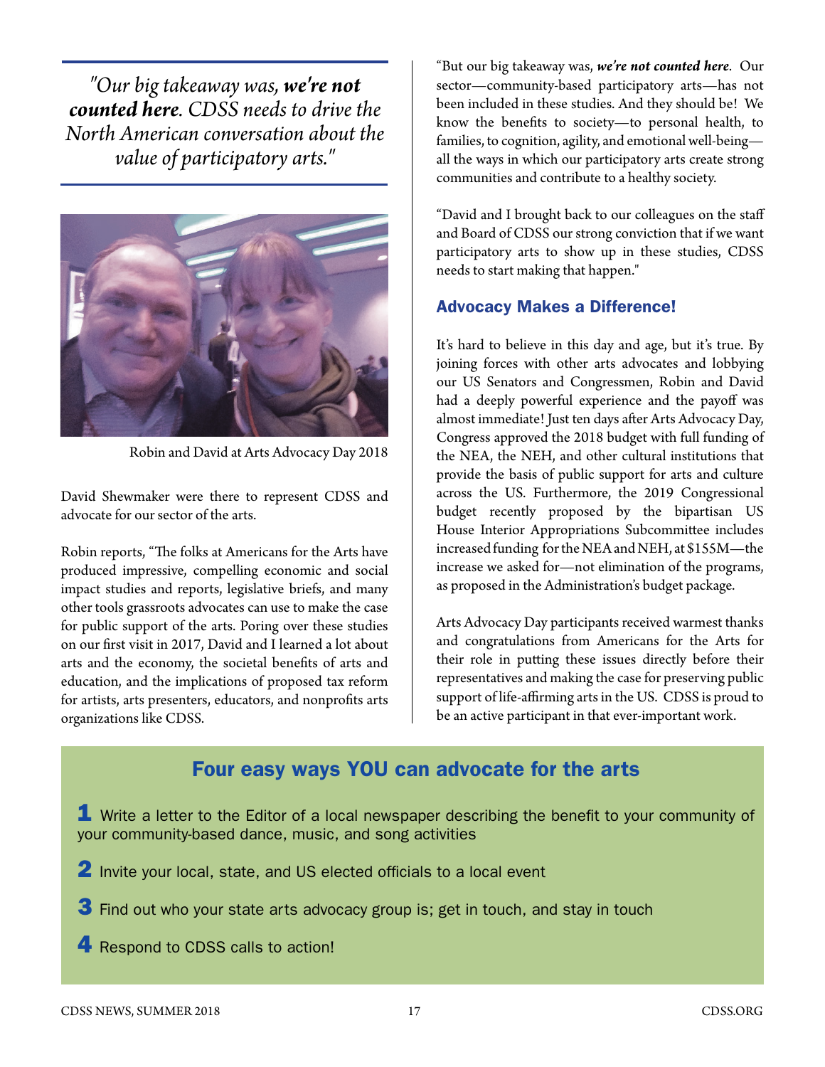*"Our big takeaway was,* ***we're not counted here****. CDSS needs to drive the North American conversation about the value of participatory arts."*

Robin and David at Arts Advocacy Day 2018

David Shewmaker were there to represent CDSS and advocate for our sector of the arts.

Robin reports, "The folks at Americans for the Arts have produced impressive, compelling economic and social impact studies and reports, legislative briefs, and many other tools grassroots advocates can use to make the case for public support of the arts. Poring over these studies on our first visit in 2017, David and I learned a lot about arts and the economy, the societal benefits of arts and education, and the implications of proposed tax reform for artists, arts presenters, educators, and nonprofits arts organizations like CDSS.

"But our big takeaway was, ***we're not counted here***. Our sector—community-based participatory arts—has not been included in these studies. And they should be! We know the benefits to society—to personal health, to families, to cognition, agility, and emotional well-being—all the ways in which our participatory arts create strong communities and contribute to a healthy society.

"David and I brought back to our colleagues on the staff and Board of CDSS our strong conviction that if we want participatory arts to show up in these studies, CDSS needs to start making that happen."

### Advocacy Makes a Difference!

It's hard to believe in this day and age, but it's true. By joining forces with other arts advocates and lobbying our US Senators and Congressmen, Robin and David had a deeply powerful experience and the payoff was almost immediate! Just ten days after Arts Advocacy Day, Congress approved the 2018 budget with full funding of the NEA, the NEH, and other cultural institutions that provide the basis of public support for arts and culture across the US. Furthermore, the 2019 Congressional budget recently proposed by the bipartisan US House Interior Appropriations Subcommittee includes increased funding for the NEA and NEH, at $155M—the increase we asked for—not elimination of the programs, as proposed in the Administration's budget package.

Arts Advocacy Day participants received warmest thanks and congratulations from Americans for the Arts for their role in putting these issues directly before their representatives and making the case for preserving public support of life-affirming arts in the US. CDSS is proud to be an active participant in that ever-important work.

## Four easy ways YOU can advocate for the arts

**1** Write a letter to the Editor of a local newspaper describing the benefit to your community of your community-based dance, music, and song activities

**2** Invite your local, state, and US elected officials to a local event

**3** Find out who your state arts advocacy group is; get in touch, and stay in touch

**4** Respond to CDSS calls to action!